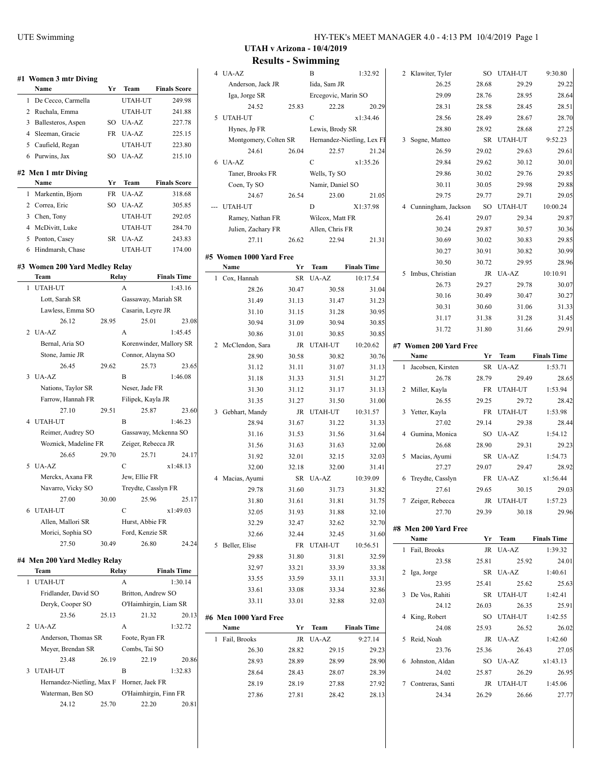## UTAH v Arizona - 10/4/2019

## Results - Swimming

### #1 Women 3 mtr Diving

| | Name | Yr | Team | Finals Score |
|---|---|---|---|---|
| 1 | De Cecco, Carmella | | UTAH-UT | 249.98 |
| 2 | Ruchala, Emma | | UTAH-UT | 241.88 |
| 3 | Ballesteros, Aspen | SO | UA-AZ | 227.78 |
| 4 | Sleeman, Gracie | FR | UA-AZ | 225.15 |
| 5 | Caufield, Regan | | UTAH-UT | 223.80 |
| 6 | Purwins, Jax | SO | UA-AZ | 215.10 |

### #2 Men 1 mtr Diving

| | Name | Yr | Team | Finals Score |
|---|---|---|---|---|
| 1 | Markentin, Bjorn | FR | UA-AZ | 318.68 |
| 2 | Correa, Eric | SO | UA-AZ | 305.85 |
| 3 | Chen, Tony | | UTAH-UT | 292.05 |
| 4 | McDivitt, Luke | | UTAH-UT | 284.70 |
| 5 | Ponton, Casey | SR | UA-AZ | 243.83 |
| 6 | Hindmarsh, Chase | | UTAH-UT | 174.00 |

### #3 Women 200 Yard Medley Relay

| | Team | Relay | Finals Time |
|---|---|---|---|
| 1 | UTAH-UT | A | 1:43.16 |
| | Lott, Sarah SR | Gassaway, Mariah SR | |
| | Lawless, Emma SO | Casarin, Leyre JR | |
| | 26.12  28.95 | 25.01 | 23.08 |
| 2 | UA-AZ | A | 1:45.45 |
| | Bernal, Aria SO | Korenwinder, Mallory SR | |
| | Stone, Jamie JR | Connor, Alayna SO | |
| | 26.45  29.62 | 25.73 | 23.65 |
| 3 | UA-AZ | B | 1:46.08 |
| | Nations, Taylor SR | Neser, Jade FR | |
| | Farrow, Hannah FR | Filipek, Kayla JR | |
| | 27.10  29.51 | 25.87 | 23.60 |
| 4 | UTAH-UT | B | 1:46.23 |
| | Reimer, Audrey SO | Gassaway, Mckenna SO | |
| | Woznick, Madeline FR | Zeiger, Rebecca JR | |
| | 26.65  29.70 | 25.71 | 24.17 |
| 5 | UA-AZ | C | x1:48.13 |
| | Merckx, Axana FR | Jew, Ellie FR | |
| | Navarro, Vicky SO | Treydte, Casslyn FR | |
| | 27.00  30.00 | 25.96 | 25.17 |
| 6 | UTAH-UT | C | x1:49.03 |
| | Allen, Mallori SR | Hurst, Abbie FR | |
| | Morici, Sophia SO | Ford, Kenzie SR | |
| | 27.50  30.49 | 26.80 | 24.24 |

### #4 Men 200 Yard Medley Relay

| | Team | Relay | Finals Time |
|---|---|---|---|
| 1 | UTAH-UT | A | 1:30.14 |
| | Fridlander, David SO | Britton, Andrew SO | |
| | Deryk, Cooper SO | O'Haimhirgin, Liam SR | |
| | 23.56  25.13 | 21.32 | 20.13 |
| 2 | UA-AZ | A | 1:32.72 |
| | Anderson, Thomas SR | Foote, Ryan FR | |
| | Meyer, Brendan SR | Combs, Tai SO | |
| | 23.48  26.19 | 22.19 | 20.86 |
| 3 | UTAH-UT | B | 1:32.83 |
| | Hernandez-Nietling, Max F | Horner, Jaek FR | |
| | Waterman, Ben SO | O'Haimhirgin, Finn FR | |
| | 24.12  25.70 | 22.20 | 20.81 |
| 4 | UA-AZ | B | 1:32.92 |
| | Anderson, Jack JR | Iida, Sam JR | |
| | Iga, Jorge SR | Ercegovic, Marin SO | |
| | 24.52  25.83 | 22.28 | 20.29 |
| 5 | UTAH-UT | C | x1:34.46 |
| | Hynes, Jp FR | Lewis, Brody SR | |
| | Montgomery, Colten SR | Hernandez-Nietling, Lex FI | |
| | 24.61  26.04 | 22.57 | 21.24 |
| 6 | UA-AZ | C | x1:35.26 |
| | Taner, Brooks FR | Wells, Ty SO | |
| | Coen, Ty SO | Namir, Daniel SO | |
| | 24.67  26.54 | 23.00 | 21.05 |
| --- | UTAH-UT | D | X1:37.98 |
| | Ramey, Nathan FR | Wilcox, Matt FR | |
| | Julien, Zachary FR | Allen, Chris FR | |
| | 27.11  26.62 | 22.94 | 21.31 |

### #5 Women 1000 Yard Free

| | Name | Yr | Team | Finals Time |
|---|---|---|---|---|
| 1 | Cox, Hannah | SR | UA-AZ | 10:17.54 |
| | 28.26  30.47 | | 30.58 | 31.04 |
| | 31.49  31.13 | | 31.47 | 31.23 |
| | 31.10  31.15 | | 31.28 | 30.95 |
| | 30.94  31.09 | | 30.94 | 30.85 |
| | 30.86  31.01 | | 30.85 | 30.85 |
| 2 | McClendon, Sara | JR | UTAH-UT | 10:20.62 |
| | 28.90  30.58 | | 30.82 | 30.76 |
| | 31.12  31.11 | | 31.07 | 31.13 |
| | 31.18  31.33 | | 31.51 | 31.27 |
| | 31.30  31.12 | | 31.17 | 31.13 |
| | 31.35  31.27 | | 31.50 | 31.00 |
| 3 | Gebhart, Mandy | JR | UTAH-UT | 10:31.57 |
| | 28.94  31.67 | | 31.22 | 31.33 |
| | 31.16  31.53 | | 31.56 | 31.64 |
| | 31.56  31.63 | | 31.63 | 32.00 |
| | 31.92  32.01 | | 32.15 | 32.03 |
| | 32.00  32.18 | | 32.00 | 31.41 |
| 4 | Macias, Ayumi | SR | UA-AZ | 10:39.09 |
| | 29.78  31.60 | | 31.73 | 31.82 |
| | 31.80  31.61 | | 31.81 | 31.75 |
| | 32.05  31.93 | | 31.88 | 32.10 |
| | 32.29  32.47 | | 32.62 | 32.70 |
| | 32.66  32.44 | | 32.45 | 31.60 |
| 5 | Beller, Elise | FR | UTAH-UT | 10:56.51 |
| | 29.88  31.80 | | 31.81 | 32.59 |
| | 32.97  33.21 | | 33.39 | 33.38 |
| | 33.55  33.59 | | 33.11 | 33.31 |
| | 33.61  33.08 | | 33.34 | 32.86 |
| | 33.11  33.01 | | 32.88 | 32.03 |

### #6 Men 1000 Yard Free

| | Name | Yr | Team | Finals Time |
|---|---|---|---|---|
| 1 | Fail, Brooks | JR | UA-AZ | 9:27.14 |
| | 26.30  28.82 | | 29.15 | 29.23 |
| | 28.93  28.89 | | 28.99 | 28.90 |
| | 28.64  28.43 | | 28.07 | 28.39 |
| | 28.19  28.19 | | 27.88 | 27.92 |
| | 27.86  27.81 | | 28.42 | 28.13 |
| 2 | Klawiter, Tyler | SO | UTAH-UT | 9:30.80 |
| | 26.25  28.68 | | 29.29 | 29.22 |
| | 29.09  28.76 | | 28.95 | 28.64 |
| | 28.31  28.58 | | 28.45 | 28.51 |
| | 28.56  28.49 | | 28.67 | 28.70 |
| | 28.80  28.92 | | 28.68 | 27.25 |
| 3 | Sogne, Matteo | SR | UTAH-UT | 9:52.23 |
| | 26.59  29.02 | | 29.63 | 29.61 |
| | 29.84  29.62 | | 30.12 | 30.01 |
| | 29.86  30.02 | | 29.76 | 29.85 |
| | 30.11  30.05 | | 29.98 | 29.88 |
| | 29.75  29.77 | | 29.71 | 29.05 |
| 4 | Cunningham, Jackson | SO | UTAH-UT | 10:00.24 |
| | 26.41  29.07 | | 29.34 | 29.87 |
| | 30.24  29.87 | | 30.57 | 30.36 |
| | 30.69  30.02 | | 30.83 | 29.85 |
| | 30.27  30.91 | | 30.82 | 30.99 |
| | 30.50  30.72 | | 29.95 | 28.96 |
| 5 | Imbus, Christian | JR | UA-AZ | 10:10.91 |
| | 26.73  29.27 | | 29.78 | 30.07 |
| | 30.16  30.49 | | 30.47 | 30.27 |
| | 30.31  30.60 | | 31.06 | 31.33 |
| | 31.17  31.38 | | 31.28 | 31.45 |
| | 31.72  31.80 | | 31.66 | 29.91 |

### #7 Women 200 Yard Free

| | Name | Yr | Team | Finals Time |
|---|---|---|---|---|
| 1 | Jacobsen, Kirsten | SR | UA-AZ | 1:53.71 |
| | 26.78  28.79 | | 29.49 | 28.65 |
| 2 | Miller, Kayla | FR | UTAH-UT | 1:53.94 |
| | 26.55  29.25 | | 29.72 | 28.42 |
| 3 | Yetter, Kayla | FR | UTAH-UT | 1:53.98 |
| | 27.02  29.14 | | 29.38 | 28.44 |
| 4 | Gumina, Monica | SO | UA-AZ | 1:54.12 |
| | 26.68  28.90 | | 29.31 | 29.23 |
| 5 | Macias, Ayumi | SR | UA-AZ | 1:54.73 |
| | 27.27  29.07 | | 29.47 | 28.92 |
| 6 | Treydte, Casslyn | FR | UA-AZ | x1:56.44 |
| | 27.61  29.65 | | 30.15 | 29.03 |
| 7 | Zeiger, Rebecca | JR | UTAH-UT | 1:57.23 |
| | 27.70  29.39 | | 30.18 | 29.96 |

### #8 Men 200 Yard Free

| | Name | Yr | Team | Finals Time |
|---|---|---|---|---|
| 1 | Fail, Brooks | JR | UA-AZ | 1:39.32 |
| | 23.58  25.81 | | 25.92 | 24.01 |
| 2 | Iga, Jorge | SR | UA-AZ | 1:40.61 |
| | 23.95  25.41 | | 25.62 | 25.63 |
| 3 | De Vos, Rahiti | SR | UTAH-UT | 1:42.41 |
| | 24.12  26.03 | | 26.35 | 25.91 |
| 4 | King, Robert | SO | UTAH-UT | 1:42.55 |
| | 24.08  25.93 | | 26.52 | 26.02 |
| 5 | Reid, Noah | JR | UA-AZ | 1:42.60 |
| | 23.76  25.36 | | 26.43 | 27.05 |
| 6 | Johnston, Aldan | SO | UA-AZ | x1:43.13 |
| | 24.02  25.87 | | 26.29 | 26.95 |
| 7 | Contreras, Santi | JR | UTAH-UT | 1:45.06 |
| | 24.34  26.29 | | 26.66 | 27.77 |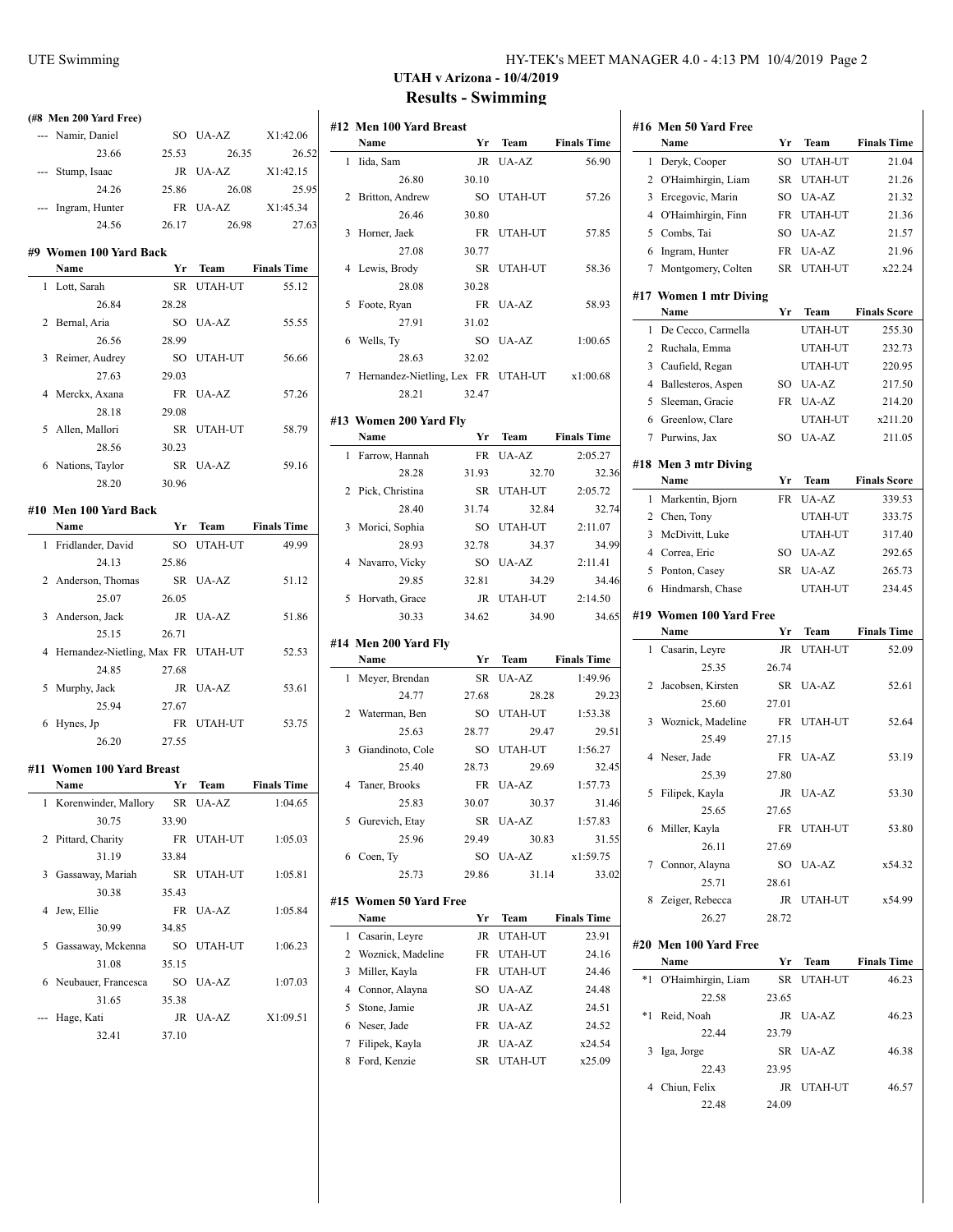## UTAH v Arizona - 10/4/2019

## Results - Swimming

**(#8 Men 200 Yard Free)**

| | Name | Yr | Team | Finals Time |
|---|---|---|---|---|
| --- | Namir, Daniel | SO | UA-AZ | X1:42.06 |
| | 23.66 25.53 26.35 26.52 | | | |
| --- | Stump, Isaac | JR | UA-AZ | X1:42.15 |
| | 24.26 25.86 26.08 25.95 | | | |
| --- | Ingram, Hunter | FR | UA-AZ | X1:45.34 |
| | 24.56 26.17 26.98 27.63 | | | |

### #9 Women 100 Yard Back

| | Name | Yr | Team | Finals Time |
|---|---|---|---|---|
| 1 | Lott, Sarah | SR | UTAH-UT | 55.12 |
| | 26.84 28.28 | | | |
| 2 | Bernal, Aria | SO | UA-AZ | 55.55 |
| | 26.56 28.99 | | | |
| 3 | Reimer, Audrey | SO | UTAH-UT | 56.66 |
| | 27.63 29.03 | | | |
| 4 | Merckx, Axana | FR | UA-AZ | 57.26 |
| | 28.18 29.08 | | | |
| 5 | Allen, Mallori | SR | UTAH-UT | 58.79 |
| | 28.56 30.23 | | | |
| 6 | Nations, Taylor | SR | UA-AZ | 59.16 |
| | 28.20 30.96 | | | |

### #10 Men 100 Yard Back

| | Name | Yr | Team | Finals Time |
|---|---|---|---|---|
| 1 | Fridlander, David | SO | UTAH-UT | 49.99 |
| | 24.13 25.86 | | | |
| 2 | Anderson, Thomas | SR | UA-AZ | 51.12 |
| | 25.07 26.05 | | | |
| 3 | Anderson, Jack | JR | UA-AZ | 51.86 |
| | 25.15 26.71 | | | |
| 4 | Hernandez-Nietling, Max | FR | UTAH-UT | 52.53 |
| | 24.85 27.68 | | | |
| 5 | Murphy, Jack | JR | UA-AZ | 53.61 |
| | 25.94 27.67 | | | |
| 6 | Hynes, Jp | FR | UTAH-UT | 53.75 |
| | 26.20 27.55 | | | |

### #11 Women 100 Yard Breast

| | Name | Yr | Team | Finals Time |
|---|---|---|---|---|
| 1 | Korenwinder, Mallory | SR | UA-AZ | 1:04.65 |
| | 30.75 33.90 | | | |
| 2 | Pittard, Charity | FR | UTAH-UT | 1:05.03 |
| | 31.19 33.84 | | | |
| 3 | Gassaway, Mariah | SR | UTAH-UT | 1:05.81 |
| | 30.38 35.43 | | | |
| 4 | Jew, Ellie | FR | UA-AZ | 1:05.84 |
| | 30.99 34.85 | | | |
| 5 | Gassaway, Mckenna | SO | UTAH-UT | 1:06.23 |
| | 31.08 35.15 | | | |
| 6 | Neubauer, Francesca | SO | UA-AZ | 1:07.03 |
| | 31.65 35.38 | | | |
| --- | Hage, Kati | JR | UA-AZ | X1:09.51 |
| | 32.41 37.10 | | | |

### #12 Men 100 Yard Breast

| | Name | Yr | Team | Finals Time |
|---|---|---|---|---|
| 1 | Iida, Sam | JR | UA-AZ | 56.90 |
| | 26.80 30.10 | | | |
| 2 | Britton, Andrew | SO | UTAH-UT | 57.26 |
| | 26.46 30.80 | | | |
| 3 | Horner, Jaek | FR | UTAH-UT | 57.85 |
| | 27.08 30.77 | | | |
| 4 | Lewis, Brody | SR | UTAH-UT | 58.36 |
| | 28.08 30.28 | | | |
| 5 | Foote, Ryan | FR | UA-AZ | 58.93 |
| | 27.91 31.02 | | | |
| 6 | Wells, Ty | SO | UA-AZ | 1:00.65 |
| | 28.63 32.02 | | | |
| 7 | Hernandez-Nietling, Lex | FR | UTAH-UT | x1:00.68 |
| | 28.21 32.47 | | | |

### #13 Women 200 Yard Fly

| | Name | Yr | Team | Finals Time |
|---|---|---|---|---|
| 1 | Farrow, Hannah | FR | UA-AZ | 2:05.27 |
| | 28.28 31.93 32.70 32.36 | | | |
| 2 | Pick, Christina | SR | UTAH-UT | 2:05.72 |
| | 28.40 31.74 32.84 32.74 | | | |
| 3 | Morici, Sophia | SO | UTAH-UT | 2:11.07 |
| | 28.93 32.78 34.37 34.99 | | | |
| 4 | Navarro, Vicky | SO | UA-AZ | 2:11.41 |
| | 29.85 32.81 34.29 34.46 | | | |
| 5 | Horvath, Grace | JR | UTAH-UT | 2:14.50 |
| | 30.33 34.62 34.90 34.65 | | | |

### #14 Men 200 Yard Fly

| | Name | Yr | Team | Finals Time |
|---|---|---|---|---|
| 1 | Meyer, Brendan | SR | UA-AZ | 1:49.96 |
| | 24.77 27.68 28.28 29.23 | | | |
| 2 | Waterman, Ben | SO | UTAH-UT | 1:53.38 |
| | 25.63 28.77 29.47 29.51 | | | |
| 3 | Giandinoto, Cole | SO | UTAH-UT | 1:56.27 |
| | 25.40 28.73 29.69 32.45 | | | |
| 4 | Taner, Brooks | FR | UA-AZ | 1:57.73 |
| | 25.83 30.07 30.37 31.46 | | | |
| 5 | Gurevich, Etay | SR | UA-AZ | 1:57.83 |
| | 25.96 29.49 30.83 31.55 | | | |
| 6 | Coen, Ty | SO | UA-AZ | x1:59.75 |
| | 25.73 29.86 31.14 33.02 | | | |

### #15 Women 50 Yard Free

| | Name | Yr | Team | Finals Time |
|---|---|---|---|---|
| 1 | Casarin, Leyre | JR | UTAH-UT | 23.91 |
| 2 | Woznick, Madeline | FR | UTAH-UT | 24.16 |
| 3 | Miller, Kayla | FR | UTAH-UT | 24.46 |
| 4 | Connor, Alayna | SO | UA-AZ | 24.48 |
| 5 | Stone, Jamie | JR | UA-AZ | 24.51 |
| 6 | Neser, Jade | FR | UA-AZ | 24.52 |
| 7 | Filipek, Kayla | JR | UA-AZ | x24.54 |
| 8 | Ford, Kenzie | SR | UTAH-UT | x25.09 |

### #16 Men 50 Yard Free

| | Name | Yr | Team | Finals Time |
|---|---|---|---|---|
| 1 | Deryk, Cooper | SO | UTAH-UT | 21.04 |
| 2 | O'Haimhirgin, Liam | SR | UTAH-UT | 21.26 |
| 3 | Ercegovic, Marin | SO | UA-AZ | 21.32 |
| 4 | O'Haimhirgin, Finn | FR | UTAH-UT | 21.36 |
| 5 | Combs, Tai | SO | UA-AZ | 21.57 |
| 6 | Ingram, Hunter | FR | UA-AZ | 21.96 |
| 7 | Montgomery, Colten | SR | UTAH-UT | x22.24 |

### #17 Women 1 mtr Diving

| | Name | Yr | Team | Finals Score |
|---|---|---|---|---|
| 1 | De Cecco, Carmella | | UTAH-UT | 255.30 |
| 2 | Ruchala, Emma | | UTAH-UT | 232.73 |
| 3 | Caufield, Regan | | UTAH-UT | 220.95 |
| 4 | Ballesteros, Aspen | SO | UA-AZ | 217.50 |
| 5 | Sleeman, Gracie | FR | UA-AZ | 214.20 |
| 6 | Greenlow, Clare | | UTAH-UT | x211.20 |
| 7 | Purwins, Jax | SO | UA-AZ | 211.05 |

### #18 Men 3 mtr Diving

| | Name | Yr | Team | Finals Score |
|---|---|---|---|---|
| 1 | Markentin, Bjorn | FR | UA-AZ | 339.53 |
| 2 | Chen, Tony | | UTAH-UT | 333.75 |
| 3 | McDivitt, Luke | | UTAH-UT | 317.40 |
| 4 | Correa, Eric | SO | UA-AZ | 292.65 |
| 5 | Ponton, Casey | SR | UA-AZ | 265.73 |
| 6 | Hindmarsh, Chase | | UTAH-UT | 234.45 |

### #19 Women 100 Yard Free

| | Name | Yr | Team | Finals Time |
|---|---|---|---|---|
| 1 | Casarin, Leyre | JR | UTAH-UT | 52.09 |
| | 25.35 26.74 | | | |
| 2 | Jacobsen, Kirsten | SR | UA-AZ | 52.61 |
| | 25.60 27.01 | | | |
| 3 | Woznick, Madeline | FR | UTAH-UT | 52.64 |
| | 25.49 27.15 | | | |
| 4 | Neser, Jade | FR | UA-AZ | 53.19 |
| | 25.39 27.80 | | | |
| 5 | Filipek, Kayla | JR | UA-AZ | 53.30 |
| | 25.65 27.65 | | | |
| 6 | Miller, Kayla | FR | UTAH-UT | 53.80 |
| | 26.11 27.69 | | | |
| 7 | Connor, Alayna | SO | UA-AZ | x54.32 |
| | 25.71 28.61 | | | |
| 8 | Zeiger, Rebecca | JR | UTAH-UT | x54.99 |
| | 26.27 28.72 | | | |

### #20 Men 100 Yard Free

| | Name | Yr | Team | Finals Time |
|---|---|---|---|---|
| *1 | O'Haimhirgin, Liam | SR | UTAH-UT | 46.23 |
| | 22.58 23.65 | | | |
| *1 | Reid, Noah | JR | UA-AZ | 46.23 |
| | 22.44 23.79 | | | |
| 3 | Iga, Jorge | SR | UA-AZ | 46.38 |
| | 22.43 23.95 | | | |
| 4 | Chiun, Felix | JR | UTAH-UT | 46.57 |
| | 22.48 24.09 | | | |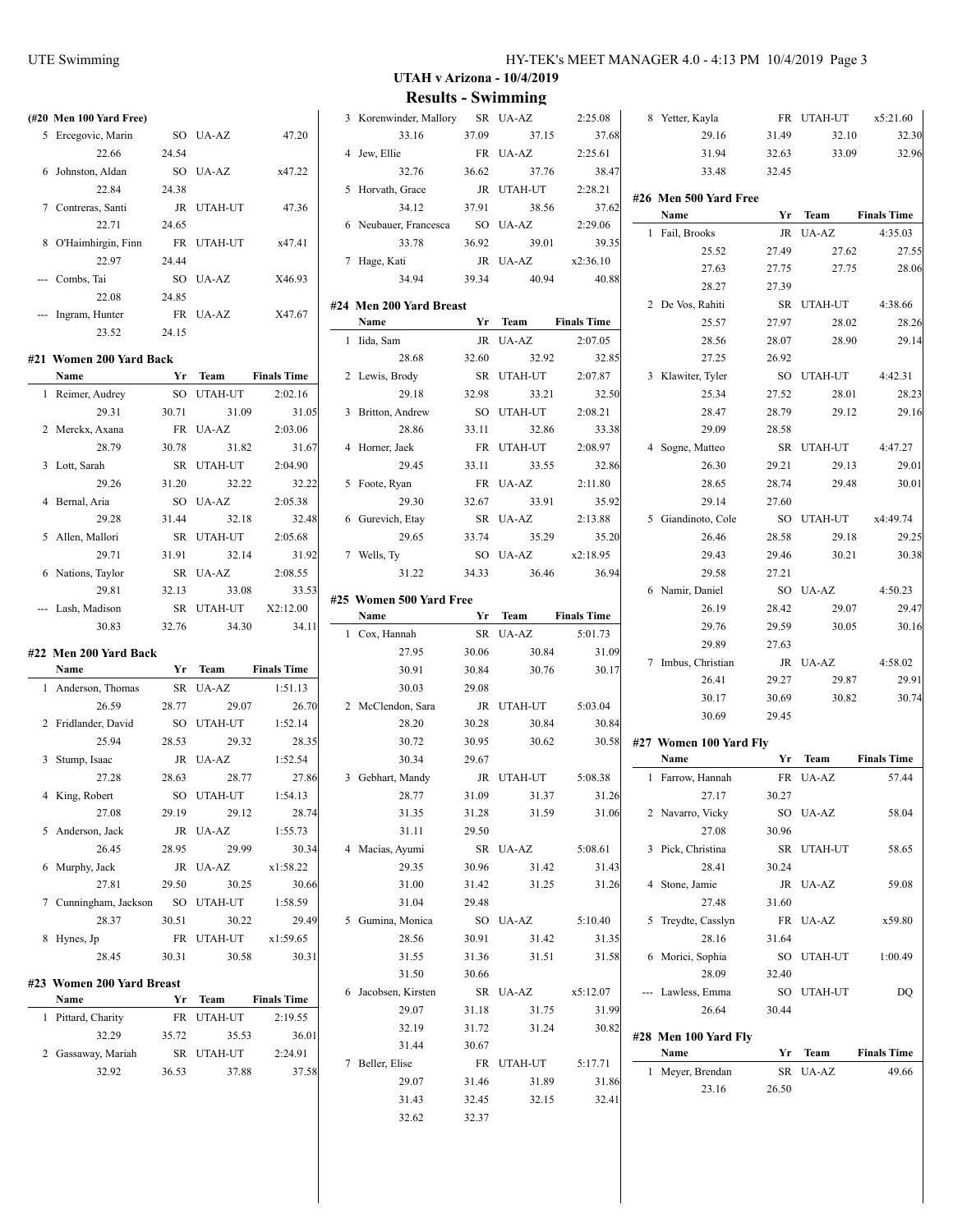## UTAH v Arizona - 10/4/2019

## Results - Swimming

**(#20 Men 100 Yard Free)**

| | | | | |
|---|---|---|---|---|
| 5 Ercegovic, Marin | SO | UA-AZ | | 47.20 |
| 22.66 | 24.54 | | | |
| 6 Johnston, Aldan | SO | UA-AZ | | x47.22 |
| 22.84 | 24.38 | | | |
| 7 Contreras, Santi | JR | UTAH-UT | | 47.36 |
| 22.71 | 24.65 | | | |
| 8 O'Haimhirgin, Finn | FR | UTAH-UT | | x47.41 |
| 22.97 | 24.44 | | | |
| --- Combs, Tai | SO | UA-AZ | | X46.93 |
| 22.08 | 24.85 | | | |
| --- Ingram, Hunter | FR | UA-AZ | | X47.67 |
| 23.52 | 24.15 | | | |

### #21 Women 200 Yard Back

| Name | Yr | Team | | Finals Time |
|---|---|---|---|---|
| 1 Reimer, Audrey | SO | UTAH-UT | | 2:02.16 |
| 29.31 | 30.71 | 31.09 | | 31.05 |
| 2 Merckx, Axana | FR | UA-AZ | | 2:03.06 |
| 28.79 | 30.78 | 31.82 | | 31.67 |
| 3 Lott, Sarah | SR | UTAH-UT | | 2:04.90 |
| 29.26 | 31.20 | 32.22 | | 32.22 |
| 4 Bernal, Aria | SO | UA-AZ | | 2:05.38 |
| 29.28 | 31.44 | 32.18 | | 32.48 |
| 5 Allen, Mallori | SR | UTAH-UT | | 2:05.68 |
| 29.71 | 31.91 | 32.14 | | 31.92 |
| 6 Nations, Taylor | SR | UA-AZ | | 2:08.55 |
| 29.81 | 32.13 | 33.08 | | 33.53 |
| --- Lash, Madison | SR | UTAH-UT | | X2:12.00 |
| 30.83 | 32.76 | 34.30 | | 34.11 |

### #22 Men 200 Yard Back

| Name | Yr | Team | | Finals Time |
|---|---|---|---|---|
| 1 Anderson, Thomas | SR | UA-AZ | | 1:51.13 |
| 26.59 | 28.77 | 29.07 | | 26.70 |
| 2 Fridlander, David | SO | UTAH-UT | | 1:52.14 |
| 25.94 | 28.53 | 29.32 | | 28.35 |
| 3 Stump, Isaac | JR | UA-AZ | | 1:52.54 |
| 27.28 | 28.63 | 28.77 | | 27.86 |
| 4 King, Robert | SO | UTAH-UT | | 1:54.13 |
| 27.08 | 29.19 | 29.12 | | 28.74 |
| 5 Anderson, Jack | JR | UA-AZ | | 1:55.73 |
| 26.45 | 28.95 | 29.99 | | 30.34 |
| 6 Murphy, Jack | JR | UA-AZ | | x1:58.22 |
| 27.81 | 29.50 | 30.25 | | 30.66 |
| 7 Cunningham, Jackson | SO | UTAH-UT | | 1:58.59 |
| 28.37 | 30.51 | 30.22 | | 29.49 |
| 8 Hynes, Jp | FR | UTAH-UT | | x1:59.65 |
| 28.45 | 30.31 | 30.58 | | 30.31 |

### #23 Women 200 Yard Breast

| Name | Yr | Team | | Finals Time |
|---|---|---|---|---|
| 1 Pittard, Charity | FR | UTAH-UT | | 2:19.55 |
| 32.29 | 35.72 | 35.53 | | 36.01 |
| 2 Gassaway, Mariah | SR | UTAH-UT | | 2:24.91 |
| 32.92 | 36.53 | 37.88 | | 37.58 |
| 3 Korenwinder, Mallory | SR | UA-AZ | | 2:25.08 |
| 33.16 | 37.09 | 37.15 | | 37.68 |
| 4 Jew, Ellie | FR | UA-AZ | | 2:25.61 |
| 32.76 | 36.62 | 37.76 | | 38.47 |
| 5 Horvath, Grace | JR | UTAH-UT | | 2:28.21 |
| 34.12 | 37.91 | 38.56 | | 37.62 |
| 6 Neubauer, Francesca | SO | UA-AZ | | 2:29.06 |
| 33.78 | 36.92 | 39.01 | | 39.35 |
| 7 Hage, Kati | JR | UA-AZ | | x2:36.10 |
| 34.94 | 39.34 | 40.94 | | 40.88 |

### #24 Men 200 Yard Breast

| Name | Yr | Team | | Finals Time |
|---|---|---|---|---|
| 1 Iida, Sam | JR | UA-AZ | | 2:07.05 |
| 28.68 | 32.60 | 32.92 | | 32.85 |
| 2 Lewis, Brody | SR | UTAH-UT | | 2:07.87 |
| 29.18 | 32.98 | 33.21 | | 32.50 |
| 3 Britton, Andrew | SO | UTAH-UT | | 2:08.21 |
| 28.86 | 33.11 | 32.86 | | 33.38 |
| 4 Horner, Jaek | FR | UTAH-UT | | 2:08.97 |
| 29.45 | 33.11 | 33.55 | | 32.86 |
| 5 Foote, Ryan | FR | UA-AZ | | 2:11.80 |
| 29.30 | 32.67 | 33.91 | | 35.92 |
| 6 Gurevich, Etay | SR | UA-AZ | | 2:13.88 |
| 29.65 | 33.74 | 35.29 | | 35.20 |
| 7 Wells, Ty | SO | UA-AZ | | x2:18.95 |
| 31.22 | 34.33 | 36.46 | | 36.94 |

### #25 Women 500 Yard Free

| Name | Yr | Team | | Finals Time |
|---|---|---|---|---|
| 1 Cox, Hannah | SR | UA-AZ | | 5:01.73 |
| 27.95 | 30.06 | 30.84 | | 31.09 |
| 30.91 | 30.84 | 30.76 | | 30.17 |
| 30.03 | 29.08 | | | |
| 2 McClendon, Sara | JR | UTAH-UT | | 5:03.04 |
| 28.20 | 30.28 | 30.84 | | 30.84 |
| 30.72 | 30.95 | 30.62 | | 30.58 |
| 30.34 | 29.67 | | | |
| 3 Gebhart, Mandy | JR | UTAH-UT | | 5:08.38 |
| 28.77 | 31.09 | 31.37 | | 31.26 |
| 31.35 | 31.28 | 31.59 | | 31.06 |
| 31.11 | 29.50 | | | |
| 4 Macias, Ayumi | SR | UA-AZ | | 5:08.61 |
| 29.35 | 30.96 | 31.42 | | 31.43 |
| 31.00 | 31.42 | 31.25 | | 31.26 |
| 31.04 | 29.48 | | | |
| 5 Gumina, Monica | SO | UA-AZ | | 5:10.40 |
| 28.56 | 30.91 | 31.42 | | 31.35 |
| 31.55 | 31.36 | 31.51 | | 31.58 |
| 31.50 | 30.66 | | | |
| 6 Jacobsen, Kirsten | SR | UA-AZ | | x5:12.07 |
| 29.07 | 31.18 | 31.75 | | 31.99 |
| 32.19 | 31.72 | 31.24 | | 30.82 |
| 31.44 | 30.67 | | | |
| 7 Beller, Elise | FR | UTAH-UT | | 5:17.71 |
| 29.07 | 31.46 | 31.89 | | 31.86 |
| 31.43 | 32.45 | 32.15 | | 32.41 |
| 32.62 | 32.37 | | | |
| 8 Yetter, Kayla | FR | UTAH-UT | | x5:21.60 |
| 29.16 | 31.49 | 32.10 | | 32.30 |
| 31.94 | 32.63 | 33.09 | | 32.96 |
| 33.48 | 32.45 | | | |

### #26 Men 500 Yard Free

| Name | Yr | Team | | Finals Time |
|---|---|---|---|---|
| 1 Fail, Brooks | JR | UA-AZ | | 4:35.03 |
| 25.52 | 27.49 | 27.62 | | 27.55 |
| 27.63 | 27.75 | 27.75 | | 28.06 |
| 28.27 | 27.39 | | | |
| 2 De Vos, Rahiti | SR | UTAH-UT | | 4:38.66 |
| 25.57 | 27.97 | 28.02 | | 28.26 |
| 28.56 | 28.07 | 28.90 | | 29.14 |
| 27.25 | 26.92 | | | |
| 3 Klawiter, Tyler | SO | UTAH-UT | | 4:42.31 |
| 25.34 | 27.52 | 28.01 | | 28.23 |
| 28.47 | 28.79 | 29.12 | | 29.16 |
| 29.09 | 28.58 | | | |
| 4 Sogne, Matteo | SR | UTAH-UT | | 4:47.27 |
| 26.30 | 29.21 | 29.13 | | 29.01 |
| 28.65 | 28.74 | 29.48 | | 30.01 |
| 29.14 | 27.60 | | | |
| 5 Giandinoto, Cole | SO | UTAH-UT | | x4:49.74 |
| 26.46 | 28.58 | 29.18 | | 29.25 |
| 29.43 | 29.46 | 30.21 | | 30.38 |
| 29.58 | 27.21 | | | |
| 6 Namir, Daniel | SO | UA-AZ | | 4:50.23 |
| 26.19 | 28.42 | 29.07 | | 29.47 |
| 29.76 | 29.59 | 30.05 | | 30.16 |
| 29.89 | 27.63 | | | |
| 7 Imbus, Christian | JR | UA-AZ | | 4:58.02 |
| 26.41 | 29.27 | 29.87 | | 29.91 |
| 30.17 | 30.69 | 30.82 | | 30.74 |
| 30.69 | 29.45 | | | |

### #27 Women 100 Yard Fly

| Name | Yr | Team | | Finals Time |
|---|---|---|---|---|
| 1 Farrow, Hannah | FR | UA-AZ | | 57.44 |
| 27.17 | 30.27 | | | |
| 2 Navarro, Vicky | SO | UA-AZ | | 58.04 |
| 27.08 | 30.96 | | | |
| 3 Pick, Christina | SR | UTAH-UT | | 58.65 |
| 28.41 | 30.24 | | | |
| 4 Stone, Jamie | JR | UA-AZ | | 59.08 |
| 27.48 | 31.60 | | | |
| 5 Treydte, Casslyn | FR | UA-AZ | | x59.80 |
| 28.16 | 31.64 | | | |
| 6 Morici, Sophia | SO | UTAH-UT | | 1:00.49 |
| 28.09 | 32.40 | | | |
| --- Lawless, Emma | SO | UTAH-UT | | DQ |
| 26.64 | 30.44 | | | |

### #28 Men 100 Yard Fly

| Name | Yr | Team | | Finals Time |
|---|---|---|---|---|
| 1 Meyer, Brendan | SR | UA-AZ | | 49.66 |
| 23.16 | 26.50 | | | |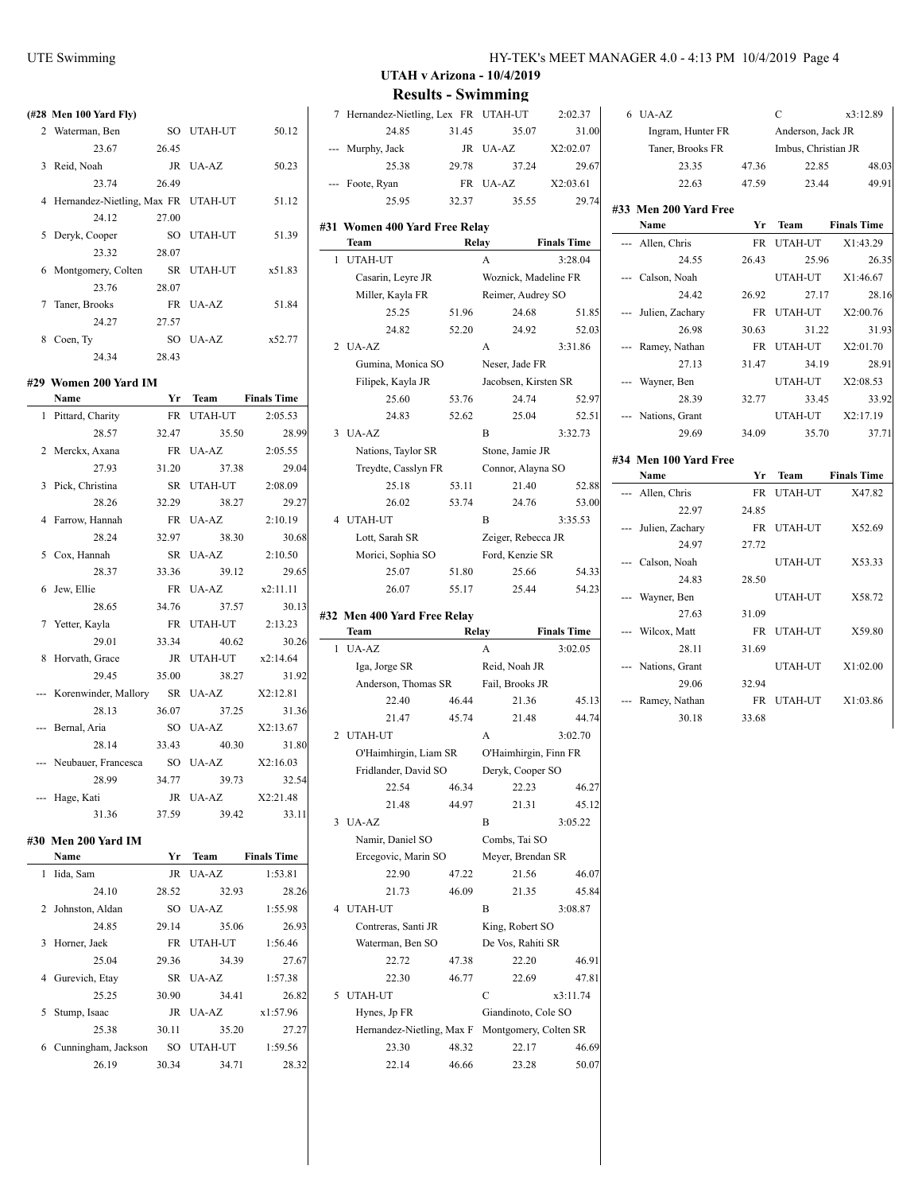## UTAH v Arizona - 10/4/2019

## Results - Swimming

### (#28 Men 100 Yard Fly)

| | Name | Yr | Team | Finals Time |
|---|---|---|---|---|
| 2 | Waterman, Ben | SO | UTAH-UT | 50.12 |
| | 23.67 26.45 | | | |
| 3 | Reid, Noah | JR | UA-AZ | 50.23 |
| | 23.74 26.49 | | | |
| 4 | Hernandez-Nietling, Max | FR | UTAH-UT | 51.12 |
| | 24.12 27.00 | | | |
| 5 | Deryk, Cooper | SO | UTAH-UT | 51.39 |
| | 23.32 28.07 | | | |
| 6 | Montgomery, Colten | SR | UTAH-UT | x51.83 |
| | 23.76 28.07 | | | |
| 7 | Taner, Brooks | FR | UA-AZ | 51.84 |
| | 24.27 27.57 | | | |
| 8 | Coen, Ty | SO | UA-AZ | x52.77 |
| | 24.34 28.43 | | | |

### #29 Women 200 Yard IM

| | Name | Yr | Team | Finals Time |
|---|---|---|---|---|
| 1 | Pittard, Charity | FR | UTAH-UT | 2:05.53 |
| | 28.57 32.47 35.50 28.99 | | | |
| 2 | Merckx, Axana | FR | UA-AZ | 2:05.55 |
| | 27.93 31.20 37.38 29.04 | | | |
| 3 | Pick, Christina | SR | UTAH-UT | 2:08.09 |
| | 28.26 32.29 38.27 29.27 | | | |
| 4 | Farrow, Hannah | FR | UA-AZ | 2:10.19 |
| | 28.24 32.97 38.30 30.68 | | | |
| 5 | Cox, Hannah | SR | UA-AZ | 2:10.50 |
| | 28.37 33.36 39.12 29.65 | | | |
| 6 | Jew, Ellie | FR | UA-AZ | x2:11.11 |
| | 28.65 34.76 37.57 30.13 | | | |
| 7 | Yetter, Kayla | FR | UTAH-UT | 2:13.23 |
| | 29.01 33.34 40.62 30.26 | | | |
| 8 | Horvath, Grace | JR | UTAH-UT | x2:14.64 |
| | 29.45 35.00 38.27 31.92 | | | |
| --- | Korenwinder, Mallory | SR | UA-AZ | X2:12.81 |
| | 28.13 36.07 37.25 31.36 | | | |
| --- | Bernal, Aria | SO | UA-AZ | X2:13.67 |
| | 28.14 33.43 40.30 31.80 | | | |
| --- | Neubauer, Francesca | SO | UA-AZ | X2:16.03 |
| | 28.99 34.77 39.73 32.54 | | | |
| --- | Hage, Kati | JR | UA-AZ | X2:21.48 |
| | 31.36 37.59 39.42 33.11 | | | |

### #30 Men 200 Yard IM

| | Name | Yr | Team | Finals Time |
|---|---|---|---|---|
| 1 | Iida, Sam | JR | UA-AZ | 1:53.81 |
| | 24.10 28.52 32.93 28.26 | | | |
| 2 | Johnston, Aldan | SO | UA-AZ | 1:55.98 |
| | 24.85 29.14 35.06 26.93 | | | |
| 3 | Horner, Jaek | FR | UTAH-UT | 1:56.46 |
| | 25.04 29.36 34.39 27.67 | | | |
| 4 | Gurevich, Etay | SR | UA-AZ | 1:57.38 |
| | 25.25 30.90 34.41 26.82 | | | |
| 5 | Stump, Isaac | JR | UA-AZ | x1:57.96 |
| | 25.38 30.11 35.20 27.27 | | | |
| 6 | Cunningham, Jackson | SO | UTAH-UT | 1:59.56 |
| | 26.19 30.34 34.71 28.32 | | | |
| 7 | Hernandez-Nietling, Lex | FR | UTAH-UT | 2:02.37 |
| | 24.85 31.45 35.07 31.00 | | | |
| --- | Murphy, Jack | JR | UA-AZ | X2:02.07 |
| | 25.38 29.78 37.24 29.67 | | | |
| --- | Foote, Ryan | FR | UA-AZ | X2:03.61 |
| | 25.95 32.37 35.55 29.74 | | | |

### #31 Women 400 Yard Free Relay

| | Team | Relay | Finals Time |
|---|---|---|---|
| 1 | UTAH-UT | A | 3:28.04 |
| | Casarin, Leyre JR; Woznick, Madeline FR; Miller, Kayla FR; Reimer, Audrey SO | | |
| | 25.25 51.96 24.68 51.85 24.82 52.20 24.92 52.03 | | |
| 2 | UA-AZ | A | 3:31.86 |
| | Gumina, Monica SO; Neser, Jade FR; Filipek, Kayla JR; Jacobsen, Kirsten SR | | |
| | 25.60 53.76 24.74 52.97 24.83 52.62 25.04 52.51 | | |
| 3 | UA-AZ | B | 3:32.73 |
| | Nations, Taylor SR; Stone, Jamie JR; Treydte, Casslyn FR; Connor, Alayna SO | | |
| | 25.18 53.11 21.40 52.88 26.02 53.74 24.76 53.00 | | |
| 4 | UTAH-UT | B | 3:35.53 |
| | Lott, Sarah SR; Zeiger, Rebecca JR; Morici, Sophia SO; Ford, Kenzie SR | | |
| | 25.07 51.80 25.66 54.33 26.07 55.17 25.44 54.23 | | |

### #32 Men 400 Yard Free Relay

| | Team | Relay | Finals Time |
|---|---|---|---|
| 1 | UA-AZ | A | 3:02.05 |
| | Iga, Jorge SR; Reid, Noah JR; Anderson, Thomas SR; Fail, Brooks JR | | |
| | 22.40 46.44 21.36 45.13 21.47 45.74 21.48 44.74 | | |
| 2 | UTAH-UT | A | 3:02.70 |
| | O'Haimhirgin, Liam SR; O'Haimhirgin, Finn FR; Fridlander, David SO; Deryk, Cooper SO | | |
| | 22.54 46.34 22.23 46.27 21.48 44.97 21.31 45.12 | | |
| 3 | UA-AZ | B | 3:05.22 |
| | Namir, Daniel SO; Combs, Tai SO; Ercegovic, Marin SO; Meyer, Brendan SR | | |
| | 22.90 47.22 21.56 46.07 21.73 46.09 21.35 45.84 | | |
| 4 | UTAH-UT | B | 3:08.87 |
| | Contreras, Santi JR; King, Robert SO; Waterman, Ben SO; De Vos, Rahiti SR | | |
| | 22.72 47.38 22.20 46.91 22.30 46.77 22.69 47.81 | | |
| 5 | UTAH-UT | C | x3:11.74 |
| | Hynes, Jp FR; Giandinoto, Cole SO; Hernandez-Nietling, Max F; Montgomery, Colten SR | | |
| | 23.30 48.32 22.17 46.69 22.14 46.66 23.28 50.07 | | |
| 6 | UA-AZ | C | x3:12.89 |
| | Ingram, Hunter FR; Anderson, Jack JR; Taner, Brooks FR; Imbus, Christian JR | | |
| | 23.35 47.36 22.85 48.03 22.63 47.59 23.44 49.91 | | |

### #33 Men 200 Yard Free

| | Name | Yr | Team | Finals Time |
|---|---|---|---|---|
| --- | Allen, Chris | FR | UTAH-UT | X1:43.29 |
| | 24.55 26.43 25.96 26.35 | | | |
| --- | Calson, Noah | | UTAH-UT | X1:46.67 |
| | 24.42 26.92 27.17 28.16 | | | |
| --- | Julien, Zachary | FR | UTAH-UT | X2:00.76 |
| | 26.98 30.63 31.22 31.93 | | | |
| --- | Ramey, Nathan | FR | UTAH-UT | X2:01.70 |
| | 27.13 31.47 34.19 28.91 | | | |
| --- | Wayner, Ben | | UTAH-UT | X2:08.53 |
| | 28.39 32.77 33.45 33.92 | | | |
| --- | Nations, Grant | | UTAH-UT | X2:17.19 |
| | 29.69 34.09 35.70 37.71 | | | |

### #34 Men 100 Yard Free

| | Name | Yr | Team | Finals Time |
|---|---|---|---|---|
| --- | Allen, Chris | FR | UTAH-UT | X47.82 |
| | 22.97 24.85 | | | |
| --- | Julien, Zachary | FR | UTAH-UT | X52.69 |
| | 24.97 27.72 | | | |
| --- | Calson, Noah | | UTAH-UT | X53.33 |
| | 24.83 28.50 | | | |
| --- | Wayner, Ben | | UTAH-UT | X58.72 |
| | 27.63 31.09 | | | |
| --- | Wilcox, Matt | FR | UTAH-UT | X59.80 |
| | 28.11 31.69 | | | |
| --- | Nations, Grant | | UTAH-UT | X1:02.00 |
| | 29.06 32.94 | | | |
| --- | Ramey, Nathan | FR | UTAH-UT | X1:03.86 |
| | 30.18 33.68 | | | |